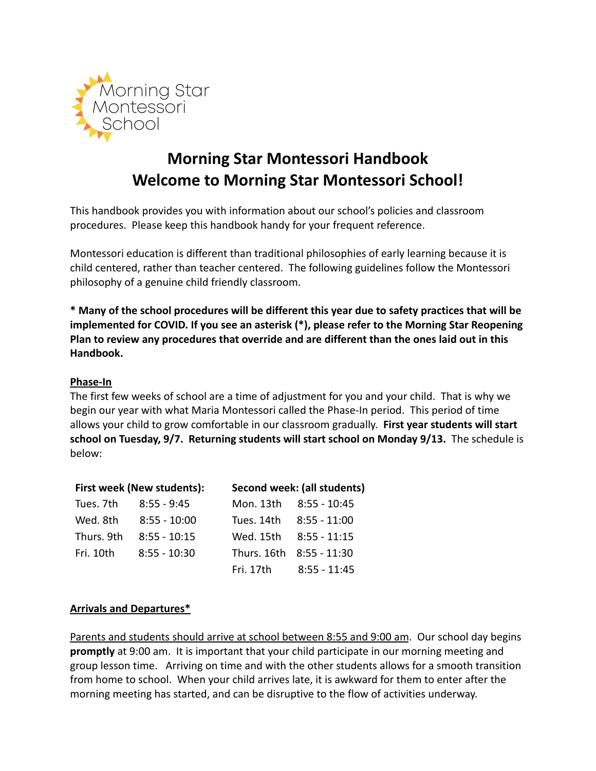Morning Star Montessori School

# Morning Star Montessori Handbook
# Welcome to Morning Star Montessori School!

This handbook provides you with information about our school's policies and classroom procedures. Please keep this handbook handy for your frequent reference.

Montessori education is different than traditional philosophies of early learning because it is child centered, rather than teacher centered. The following guidelines follow the Montessori philosophy of a genuine child friendly classroom.

**\* Many of the school procedures will be different this year due to safety practices that will be implemented for COVID. If you see an asterisk (\*), please refer to the Morning Star Reopening Plan to review any procedures that override and are different than the ones laid out in this Handbook.**

## Phase-In

The first few weeks of school are a time of adjustment for you and your child. That is why we begin our year with what Maria Montessori called the Phase-In period. This period of time allows your child to grow comfortable in our classroom gradually. **First year students will start school on Tuesday, 9/7. Returning students will start school on Monday 9/13.** The schedule is below:

| **First week (New students):** | | **Second week: (all students)** | |
|---|---|---|---|
| Tues. 7th | 8:55 - 9:45 | Mon. 13th | 8:55 - 10:45 |
| Wed. 8th | 8:55 - 10:00 | Tues. 14th | 8:55 - 11:00 |
| Thurs. 9th | 8:55 - 10:15 | Wed. 15th | 8:55 - 11:15 |
| Fri. 10th | 8:55 - 10:30 | Thurs. 16th | 8:55 - 11:30 |
| | | Fri. 17th | 8:55 - 11:45 |

## Arrivals and Departures*

Parents and students should arrive at school between 8:55 and 9:00 am. Our school day begins **promptly** at 9:00 am. It is important that your child participate in our morning meeting and group lesson time. Arriving on time and with the other students allows for a smooth transition from home to school. When your child arrives late, it is awkward for them to enter after the morning meeting has started, and can be disruptive to the flow of activities underway.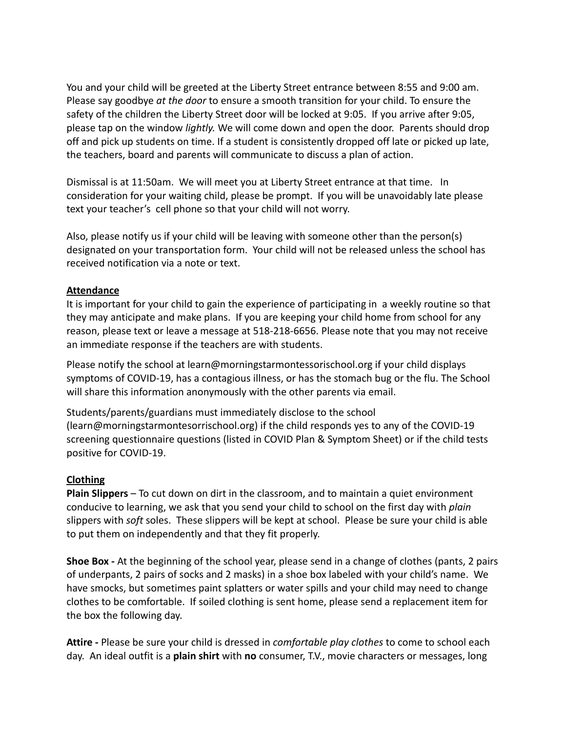You and your child will be greeted at the Liberty Street entrance between 8:55 and 9:00 am. Please say goodbye *at the door* to ensure a smooth transition for your child. To ensure the safety of the children the Liberty Street door will be locked at 9:05. If you arrive after 9:05, please tap on the window *lightly.* We will come down and open the door. Parents should drop off and pick up students on time. If a student is consistently dropped off late or picked up late, the teachers, board and parents will communicate to discuss a plan of action.

Dismissal is at 11:50am. We will meet you at Liberty Street entrance at that time. In consideration for your waiting child, please be prompt. If you will be unavoidably late please text your teacher's cell phone so that your child will not worry.

Also, please notify us if your child will be leaving with someone other than the person(s) designated on your transportation form. Your child will not be released unless the school has received notification via a note or text.

**Attendance**

It is important for your child to gain the experience of participating in a weekly routine so that they may anticipate and make plans. If you are keeping your child home from school for any reason, please text or leave a message at 518-218-6656. Please note that you may not receive an immediate response if the teachers are with students.

Please notify the school at learn@morningstarmontessorischool.org if your child displays symptoms of COVID-19, has a contagious illness, or has the stomach bug or the flu. The School will share this information anonymously with the other parents via email.

Students/parents/guardians must immediately disclose to the school (learn@morningstarmontesorrischool.org) if the child responds yes to any of the COVID-19 screening questionnaire questions (listed in COVID Plan & Symptom Sheet) or if the child tests positive for COVID-19.

**Clothing**

**Plain Slippers** – To cut down on dirt in the classroom, and to maintain a quiet environment conducive to learning, we ask that you send your child to school on the first day with *plain* slippers with *soft* soles. These slippers will be kept at school. Please be sure your child is able to put them on independently and that they fit properly.

**Shoe Box -** At the beginning of the school year, please send in a change of clothes (pants, 2 pairs of underpants, 2 pairs of socks and 2 masks) in a shoe box labeled with your child's name. We have smocks, but sometimes paint splatters or water spills and your child may need to change clothes to be comfortable. If soiled clothing is sent home, please send a replacement item for the box the following day.

**Attire -** Please be sure your child is dressed in *comfortable play clothes* to come to school each day. An ideal outfit is a **plain shirt** with **no** consumer, T.V., movie characters or messages, long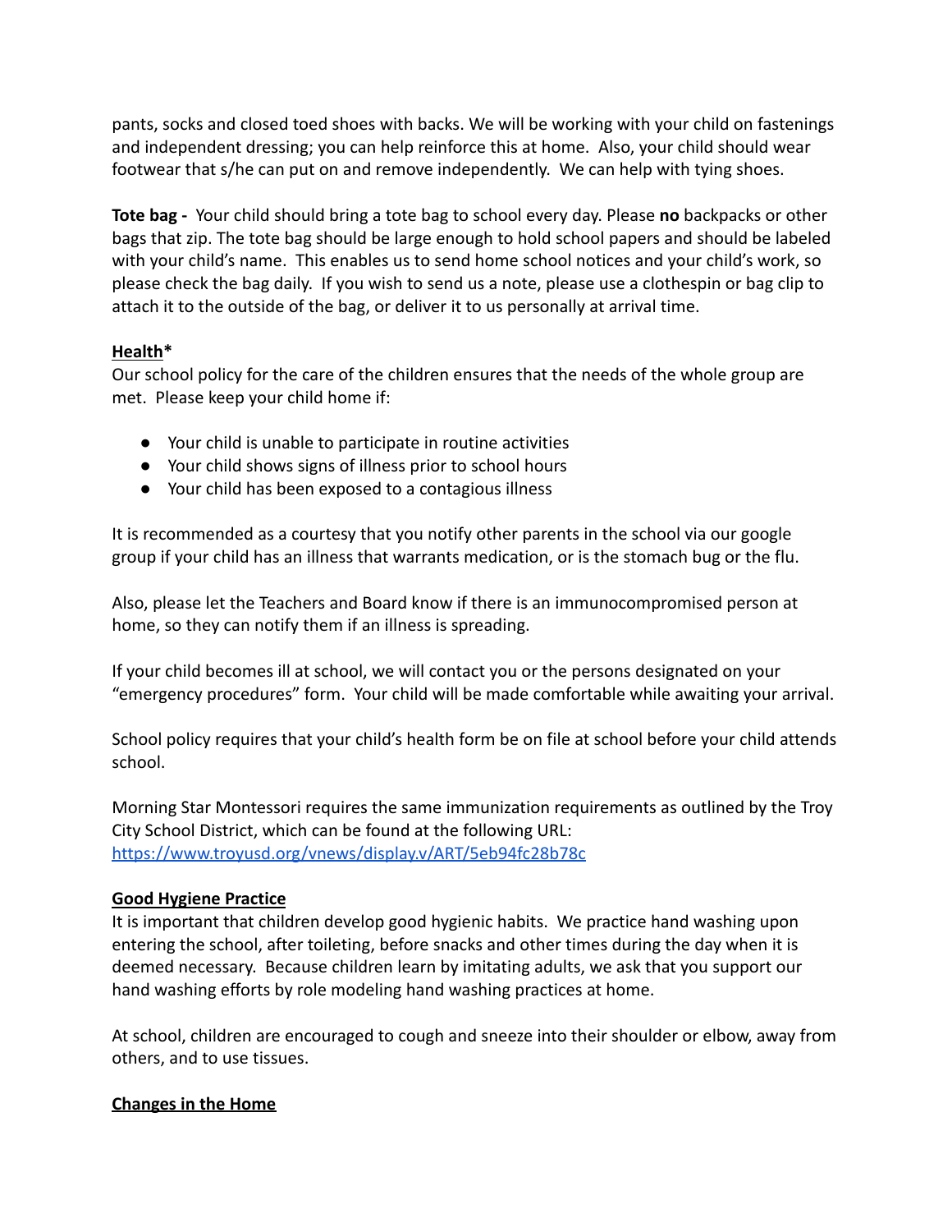pants, socks and closed toed shoes with backs. We will be working with your child on fastenings and independent dressing; you can help reinforce this at home. Also, your child should wear footwear that s/he can put on and remove independently. We can help with tying shoes.

**Tote bag -** Your child should bring a tote bag to school every day. Please **no** backpacks or other bags that zip. The tote bag should be large enough to hold school papers and should be labeled with your child's name. This enables us to send home school notices and your child's work, so please check the bag daily. If you wish to send us a note, please use a clothespin or bag clip to attach it to the outside of the bag, or deliver it to us personally at arrival time.

**<u>Health</u>***

Our school policy for the care of the children ensures that the needs of the whole group are met. Please keep your child home if:

- Your child is unable to participate in routine activities
- Your child shows signs of illness prior to school hours
- Your child has been exposed to a contagious illness

It is recommended as a courtesy that you notify other parents in the school via our google group if your child has an illness that warrants medication, or is the stomach bug or the flu.

Also, please let the Teachers and Board know if there is an immunocompromised person at home, so they can notify them if an illness is spreading.

If your child becomes ill at school, we will contact you or the persons designated on your "emergency procedures" form. Your child will be made comfortable while awaiting your arrival.

School policy requires that your child's health form be on file at school before your child attends school.

Morning Star Montessori requires the same immunization requirements as outlined by the Troy City School District, which can be found at the following URL: [https://www.troyusd.org/vnews/display.v/ART/5eb94fc28b78c](https://www.troyusd.org/vnews/display.v/ART/5eb94fc28b78c)

**<u>Good Hygiene Practice</u>**

It is important that children develop good hygienic habits. We practice hand washing upon entering the school, after toileting, before snacks and other times during the day when it is deemed necessary. Because children learn by imitating adults, we ask that you support our hand washing efforts by role modeling hand washing practices at home.

At school, children are encouraged to cough and sneeze into their shoulder or elbow, away from others, and to use tissues.

**<u>Changes in the Home</u>**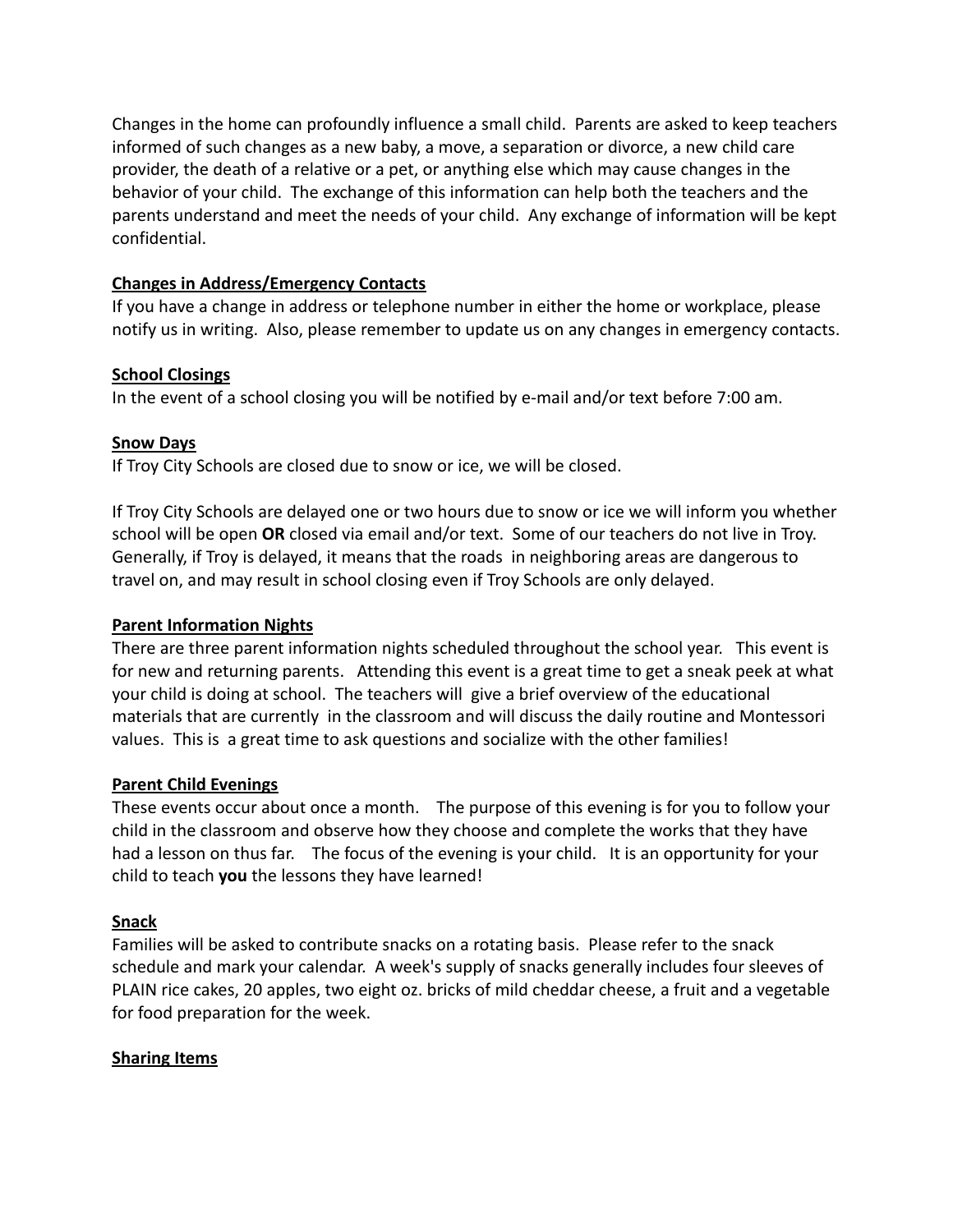Changes in the home can profoundly influence a small child. Parents are asked to keep teachers informed of such changes as a new baby, a move, a separation or divorce, a new child care provider, the death of a relative or a pet, or anything else which may cause changes in the behavior of your child. The exchange of this information can help both the teachers and the parents understand and meet the needs of your child. Any exchange of information will be kept confidential.

**Changes in Address/Emergency Contacts**

If you have a change in address or telephone number in either the home or workplace, please notify us in writing. Also, please remember to update us on any changes in emergency contacts.

**School Closings**

In the event of a school closing you will be notified by e-mail and/or text before 7:00 am.

**Snow Days**

If Troy City Schools are closed due to snow or ice, we will be closed.

If Troy City Schools are delayed one or two hours due to snow or ice we will inform you whether school will be open **OR** closed via email and/or text. Some of our teachers do not live in Troy. Generally, if Troy is delayed, it means that the roads in neighboring areas are dangerous to travel on, and may result in school closing even if Troy Schools are only delayed.

**Parent Information Nights**

There are three parent information nights scheduled throughout the school year. This event is for new and returning parents. Attending this event is a great time to get a sneak peek at what your child is doing at school. The teachers will give a brief overview of the educational materials that are currently in the classroom and will discuss the daily routine and Montessori values. This is a great time to ask questions and socialize with the other families!

**Parent Child Evenings**

These events occur about once a month. The purpose of this evening is for you to follow your child in the classroom and observe how they choose and complete the works that they have had a lesson on thus far. The focus of the evening is your child. It is an opportunity for your child to teach **you** the lessons they have learned!

**Snack**

Families will be asked to contribute snacks on a rotating basis. Please refer to the snack schedule and mark your calendar. A week's supply of snacks generally includes four sleeves of PLAIN rice cakes, 20 apples, two eight oz. bricks of mild cheddar cheese, a fruit and a vegetable for food preparation for the week.

**Sharing Items**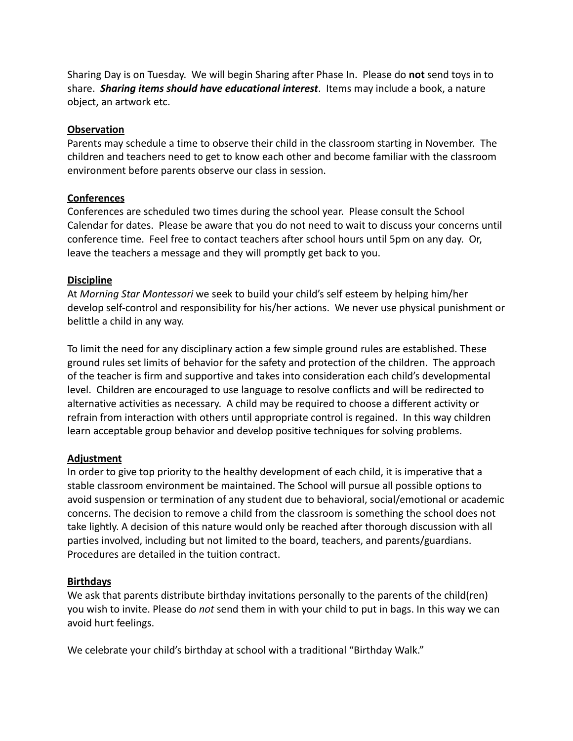Sharing Day is on Tuesday. We will begin Sharing after Phase In. Please do **not** send toys in to share. ***Sharing items should have educational interest***. Items may include a book, a nature object, an artwork etc.

**Observation**

Parents may schedule a time to observe their child in the classroom starting in November. The children and teachers need to get to know each other and become familiar with the classroom environment before parents observe our class in session.

**Conferences**

Conferences are scheduled two times during the school year. Please consult the School Calendar for dates. Please be aware that you do not need to wait to discuss your concerns until conference time. Feel free to contact teachers after school hours until 5pm on any day. Or, leave the teachers a message and they will promptly get back to you.

**Discipline**

At *Morning Star Montessori* we seek to build your child's self esteem by helping him/her develop self-control and responsibility for his/her actions. We never use physical punishment or belittle a child in any way.

To limit the need for any disciplinary action a few simple ground rules are established. These ground rules set limits of behavior for the safety and protection of the children. The approach of the teacher is firm and supportive and takes into consideration each child's developmental level. Children are encouraged to use language to resolve conflicts and will be redirected to alternative activities as necessary. A child may be required to choose a different activity or refrain from interaction with others until appropriate control is regained. In this way children learn acceptable group behavior and develop positive techniques for solving problems.

**Adjustment**

In order to give top priority to the healthy development of each child, it is imperative that a stable classroom environment be maintained. The School will pursue all possible options to avoid suspension or termination of any student due to behavioral, social/emotional or academic concerns. The decision to remove a child from the classroom is something the school does not take lightly. A decision of this nature would only be reached after thorough discussion with all parties involved, including but not limited to the board, teachers, and parents/guardians. Procedures are detailed in the tuition contract.

**Birthdays**

We ask that parents distribute birthday invitations personally to the parents of the child(ren) you wish to invite. Please do *not* send them in with your child to put in bags. In this way we can avoid hurt feelings.

We celebrate your child's birthday at school with a traditional "Birthday Walk."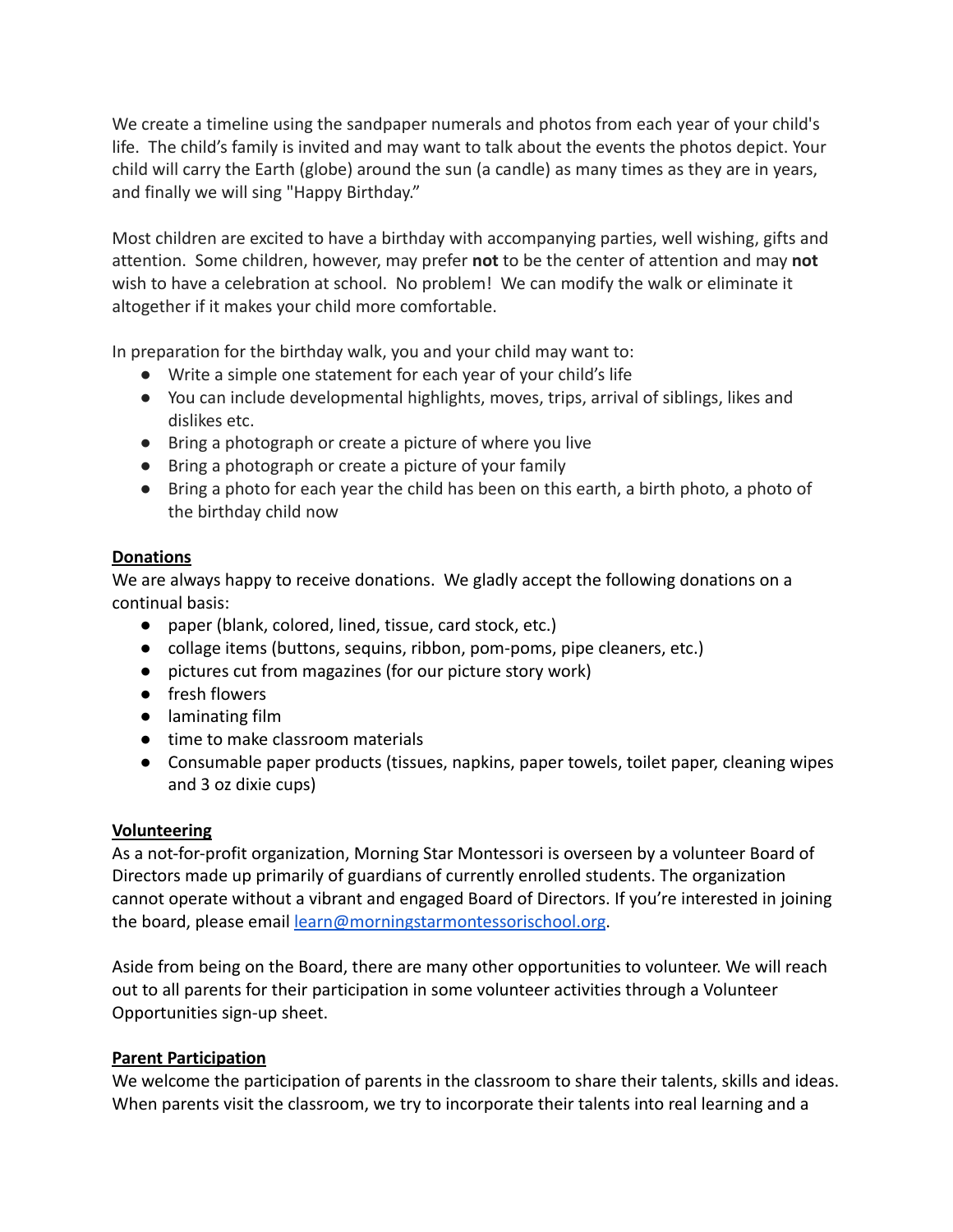We create a timeline using the sandpaper numerals and photos from each year of your child's life. The child's family is invited and may want to talk about the events the photos depict. Your child will carry the Earth (globe) around the sun (a candle) as many times as they are in years, and finally we will sing "Happy Birthday."

Most children are excited to have a birthday with accompanying parties, well wishing, gifts and attention. Some children, however, may prefer **not** to be the center of attention and may **not** wish to have a celebration at school. No problem! We can modify the walk or eliminate it altogether if it makes your child more comfortable.

In preparation for the birthday walk, you and your child may want to:

- Write a simple one statement for each year of your child's life
- You can include developmental highlights, moves, trips, arrival of siblings, likes and dislikes etc.
- Bring a photograph or create a picture of where you live
- Bring a photograph or create a picture of your family
- Bring a photo for each year the child has been on this earth, a birth photo, a photo of the birthday child now

**Donations**

We are always happy to receive donations. We gladly accept the following donations on a continual basis:

- paper (blank, colored, lined, tissue, card stock, etc.)
- collage items (buttons, sequins, ribbon, pom-poms, pipe cleaners, etc.)
- pictures cut from magazines (for our picture story work)
- fresh flowers
- laminating film
- time to make classroom materials
- Consumable paper products (tissues, napkins, paper towels, toilet paper, cleaning wipes and 3 oz dixie cups)

**Volunteering**

As a not-for-profit organization, Morning Star Montessori is overseen by a volunteer Board of Directors made up primarily of guardians of currently enrolled students. The organization cannot operate without a vibrant and engaged Board of Directors. If you're interested in joining the board, please email learn@morningstarmontessorischool.org.

Aside from being on the Board, there are many other opportunities to volunteer. We will reach out to all parents for their participation in some volunteer activities through a Volunteer Opportunities sign-up sheet.

**Parent Participation**

We welcome the participation of parents in the classroom to share their talents, skills and ideas. When parents visit the classroom, we try to incorporate their talents into real learning and a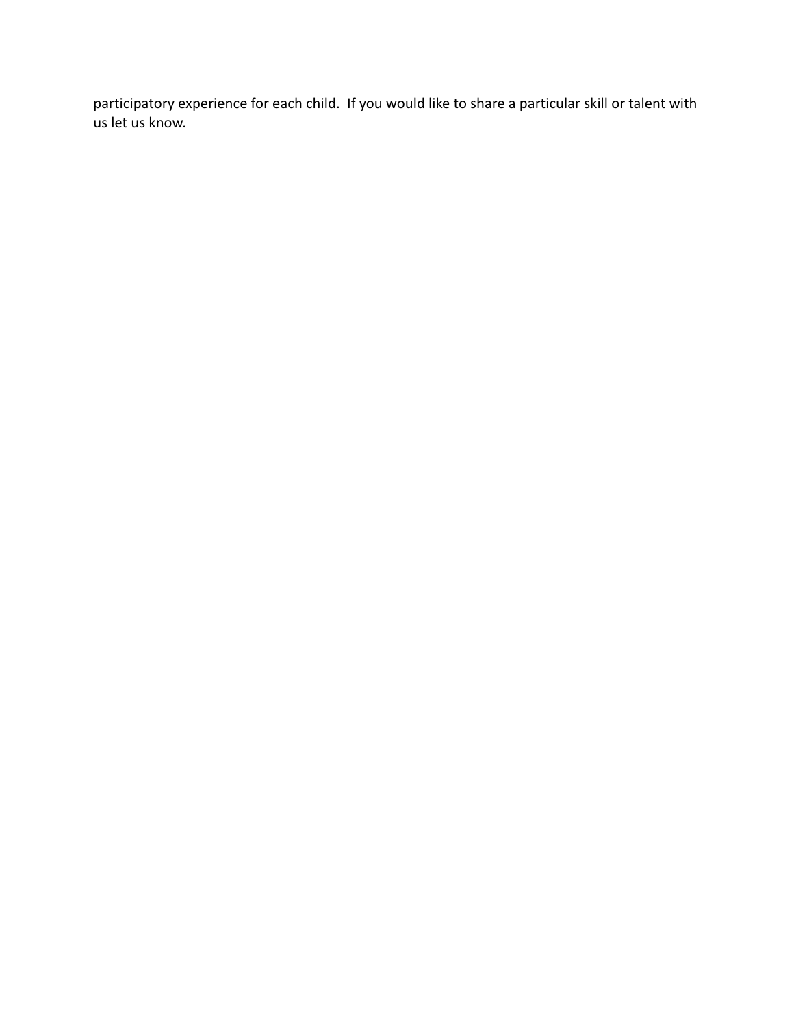participatory experience for each child. If you would like to share a particular skill or talent with us let us know.